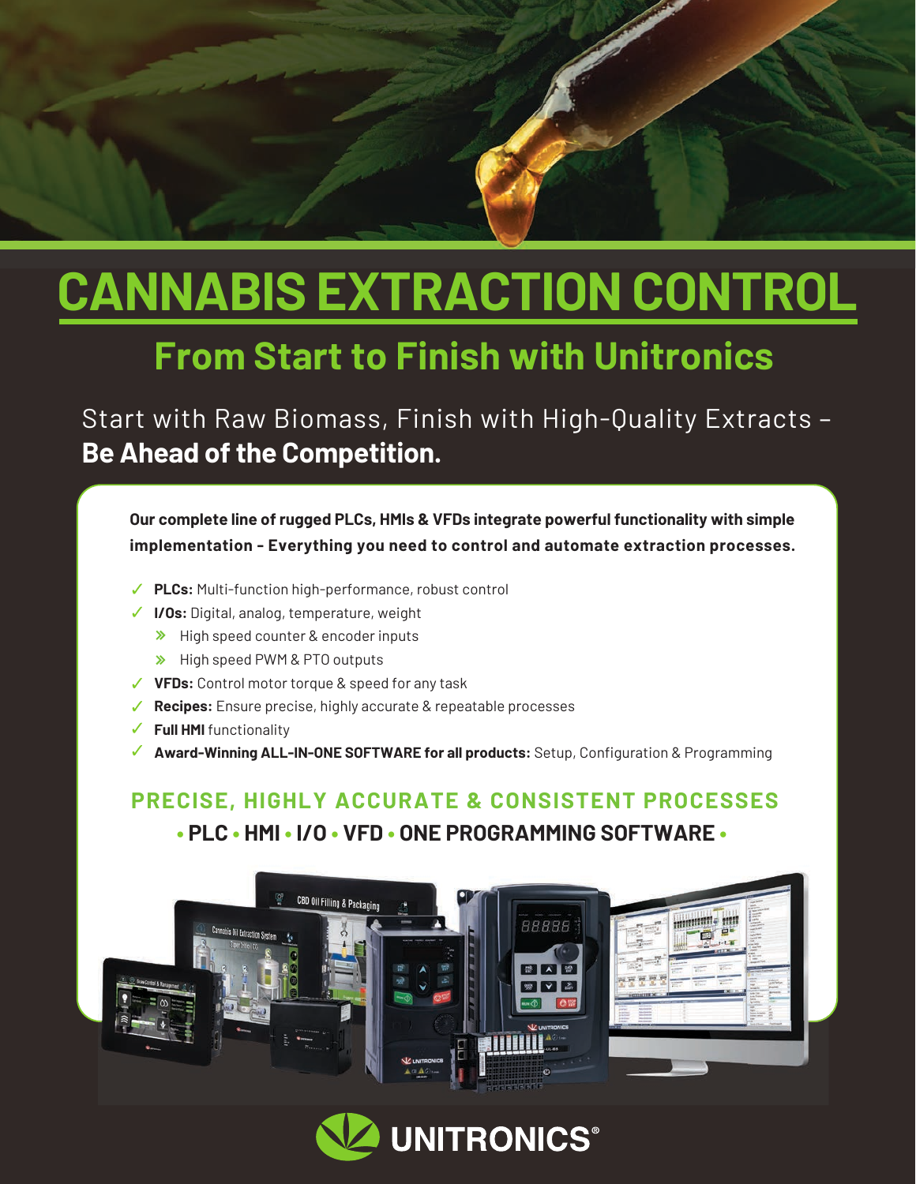# CANNABIS EXTRACTION CONTROL

## From Start to Finish with Unitronics

Start with Raw Biomass, Finish with High-Quality Extracts – **Be Ahead of the Competition.**

**Our complete line of rugged PLCs, HMIs & VFDs integrate powerful functionality with simple implementation - Everything you need to control and automate extraction processes.**

- ✓ **PLCs:** Multi-function high-performance, robust control
- ✓ **I/Os:** Digital, analog, temperature, weight
  - » High speed counter & encoder inputs
  - » High speed PWM & PTO outputs
- ✓ **VFDs:** Control motor torque & speed for any task
- ✓ **Recipes:** Ensure precise, highly accurate & repeatable processes
- ✓ **Full HMI** functionality
- ✓ **Award-Winning ALL-IN-ONE SOFTWARE for all products:** Setup, Configuration & Programming

### PRECISE, HIGHLY ACCURATE & CONSISTENT PROCESSES

**• PLC • HMI • I/O • VFD • ONE PROGRAMMING SOFTWARE •**

UNITRONICS®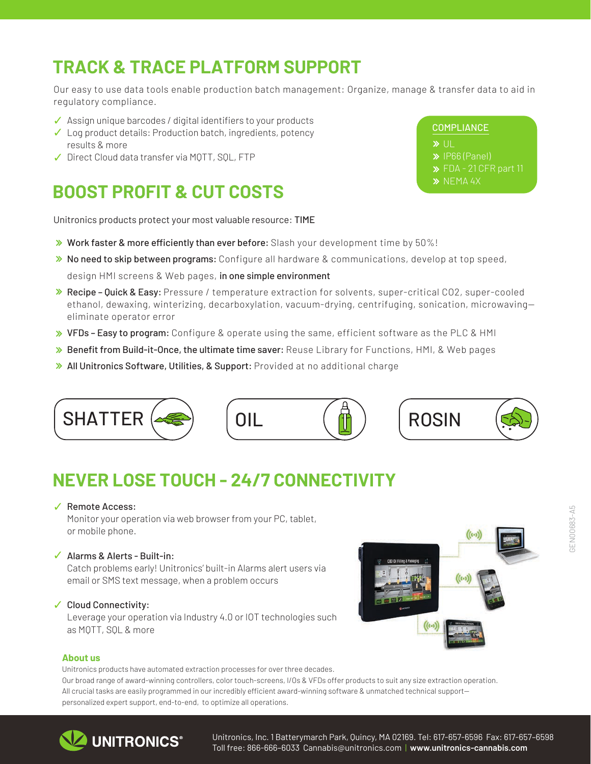## TRACK & TRACE PLATFORM SUPPORT

Our easy to use data tools enable production batch management: Organize, manage & transfer data to aid in regulatory compliance.

- ✓ Assign unique barcodes / digital identifiers to your products
- ✓ Log product details: Production batch, ingredients, potency results & more
- ✓ Direct Cloud data transfer via MQTT, SQL, FTP

**COMPLIANCE**

- » UL
- » IP66 (Panel)
- » FDA - 21 CFR part 11
- » NEMA 4X

## BOOST PROFIT & CUT COSTS

Unitronics products protect your most valuable resource: TIME

- » **Work faster & more efficiently than ever before:** Slash your development time by 50%!
- » **No need to skip between programs:** Configure all hardware & communications, develop at top speed, design HMI screens & Web pages, **in one simple environment**
- » **Recipe – Quick & Easy:** Pressure / temperature extraction for solvents, super-critical $CO_2$, super-cooled ethanol, dewaxing, winterizing, decarboxylation, vacuum-drying, centrifuging, sonication, microwaving—eliminate operator error
- » **VFDs – Easy to program:** Configure & operate using the same, efficient software as the PLC & HMI
- » **Benefit from Build-it-Once, the ultimate time saver:** Reuse Library for Functions, HMI, & Web pages
- » **All Unitronics Software, Utilities, & Support:** Provided at no additional charge

SHATTER

OIL

ROSIN

## NEVER LOSE TOUCH - 24/7 CONNECTIVITY

- ✓ Remote Access:
  Monitor your operation via web browser from your PC, tablet, or mobile phone.
- ✓ Alarms & Alerts - Built-in:
  Catch problems early! Unitronics' built-in Alarms alert users via email or SMS text message, when a problem occurs
- ✓ Cloud Connectivity:
  Leverage your operation via Industry 4.0 or IOT technologies such as MQTT, SQL & more

### About us

Unitronics products have automated extraction processes for over three decades.
Our broad range of award-winning controllers, color touch-screens, I/Os & VFDs offer products to suit any size extraction operation.
All crucial tasks are easily programmed in our incredibly efficient award-winning software & unmatched technical support—personalized expert support, end-to-end, to optimize all operations.

GEN00683-A5

UNITRONICS®

Unitronics, Inc. 1 Batterymarch Park, Quincy, MA 02169. Tel: 617-657-6596 Fax: 617-657-6598
Toll free: 866-666-6033 Cannabis@unitronics.com | **www.unitronics-cannabis.com**